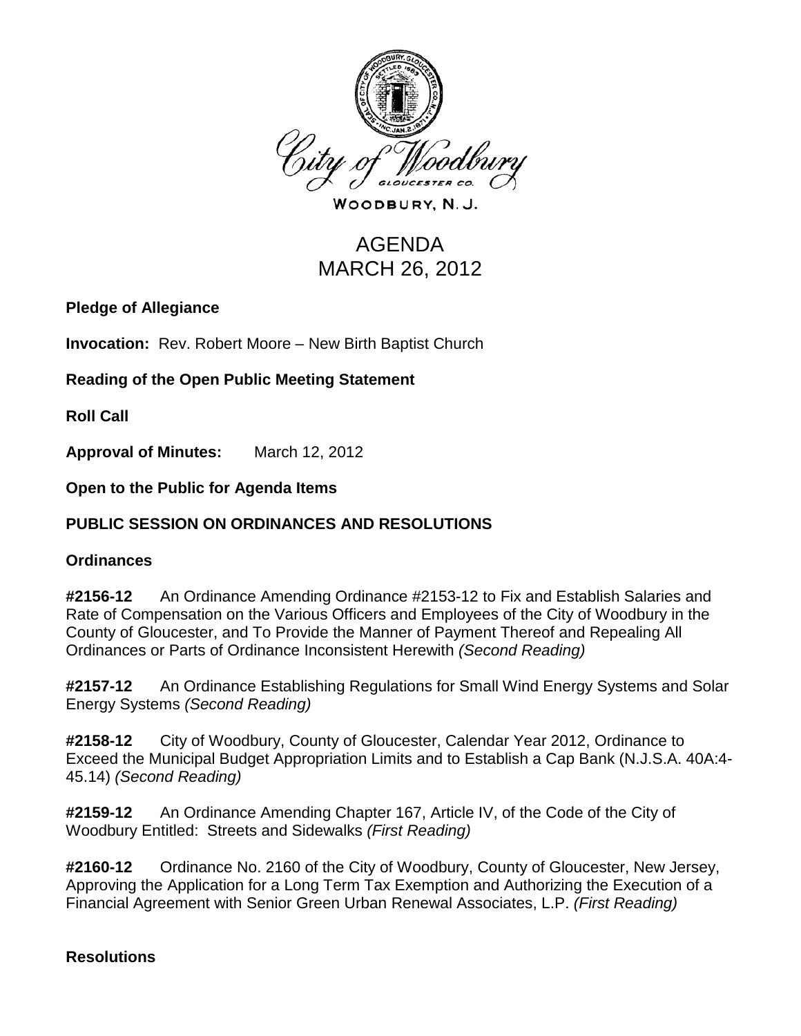City of Woodbury
GLOUCESTER CO.

WOODBURY, N. J.

# AGENDA
# MARCH 26, 2012

**Pledge of Allegiance**

**Invocation:** Rev. Robert Moore – New Birth Baptist Church

**Reading of the Open Public Meeting Statement**

**Roll Call**

**Approval of Minutes:** March 12, 2012

**Open to the Public for Agenda Items**

## PUBLIC SESSION ON ORDINANCES AND RESOLUTIONS

### Ordinances

**#2156-12** An Ordinance Amending Ordinance #2153-12 to Fix and Establish Salaries and Rate of Compensation on the Various Officers and Employees of the City of Woodbury in the County of Gloucester, and To Provide the Manner of Payment Thereof and Repealing All Ordinances or Parts of Ordinance Inconsistent Herewith *(Second Reading)*

**#2157-12** An Ordinance Establishing Regulations for Small Wind Energy Systems and Solar Energy Systems *(Second Reading)*

**#2158-12** City of Woodbury, County of Gloucester, Calendar Year 2012, Ordinance to Exceed the Municipal Budget Appropriation Limits and to Establish a Cap Bank (N.J.S.A. 40A:4-45.14) *(Second Reading)*

**#2159-12** An Ordinance Amending Chapter 167, Article IV, of the Code of the City of Woodbury Entitled: Streets and Sidewalks *(First Reading)*

**#2160-12** Ordinance No. 2160 of the City of Woodbury, County of Gloucester, New Jersey, Approving the Application for a Long Term Tax Exemption and Authorizing the Execution of a Financial Agreement with Senior Green Urban Renewal Associates, L.P. *(First Reading)*

### Resolutions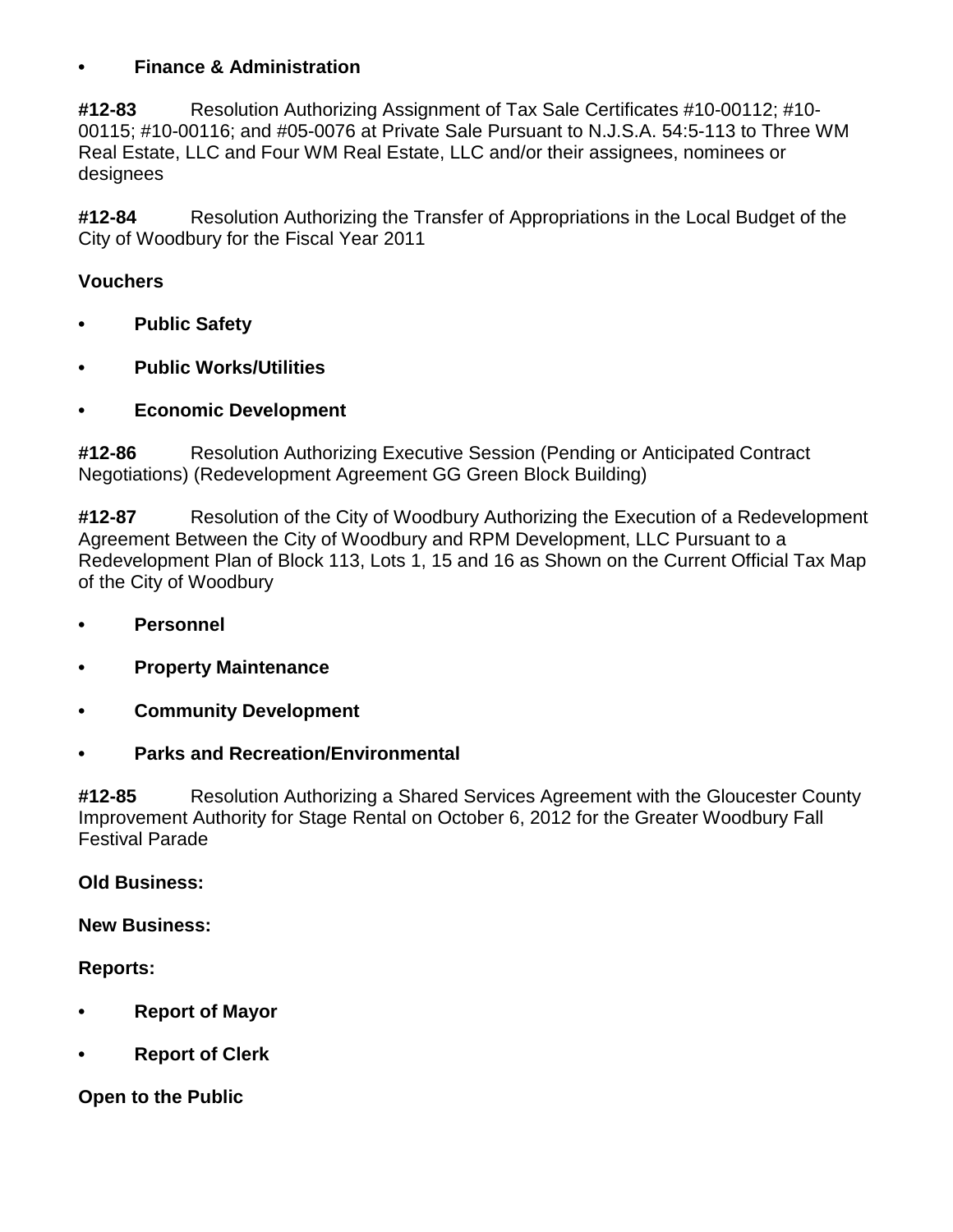- **Finance & Administration**

**#12-83** Resolution Authorizing Assignment of Tax Sale Certificates #10-00112; #10-00115; #10-00116; and #05-0076 at Private Sale Pursuant to N.J.S.A. 54:5-113 to Three WM Real Estate, LLC and Four WM Real Estate, LLC and/or their assignees, nominees or designees

**#12-84** Resolution Authorizing the Transfer of Appropriations in the Local Budget of the City of Woodbury for the Fiscal Year 2011

**Vouchers**

- **Public Safety**
- **Public Works/Utilities**
- **Economic Development**

**#12-86** Resolution Authorizing Executive Session (Pending or Anticipated Contract Negotiations) (Redevelopment Agreement GG Green Block Building)

**#12-87** Resolution of the City of Woodbury Authorizing the Execution of a Redevelopment Agreement Between the City of Woodbury and RPM Development, LLC Pursuant to a Redevelopment Plan of Block 113, Lots 1, 15 and 16 as Shown on the Current Official Tax Map of the City of Woodbury

- **Personnel**
- **Property Maintenance**
- **Community Development**
- **Parks and Recreation/Environmental**

**#12-85** Resolution Authorizing a Shared Services Agreement with the Gloucester County Improvement Authority for Stage Rental on October 6, 2012 for the Greater Woodbury Fall Festival Parade

**Old Business:**

**New Business:**

**Reports:**

- **Report of Mayor**
- **Report of Clerk**

**Open to the Public**